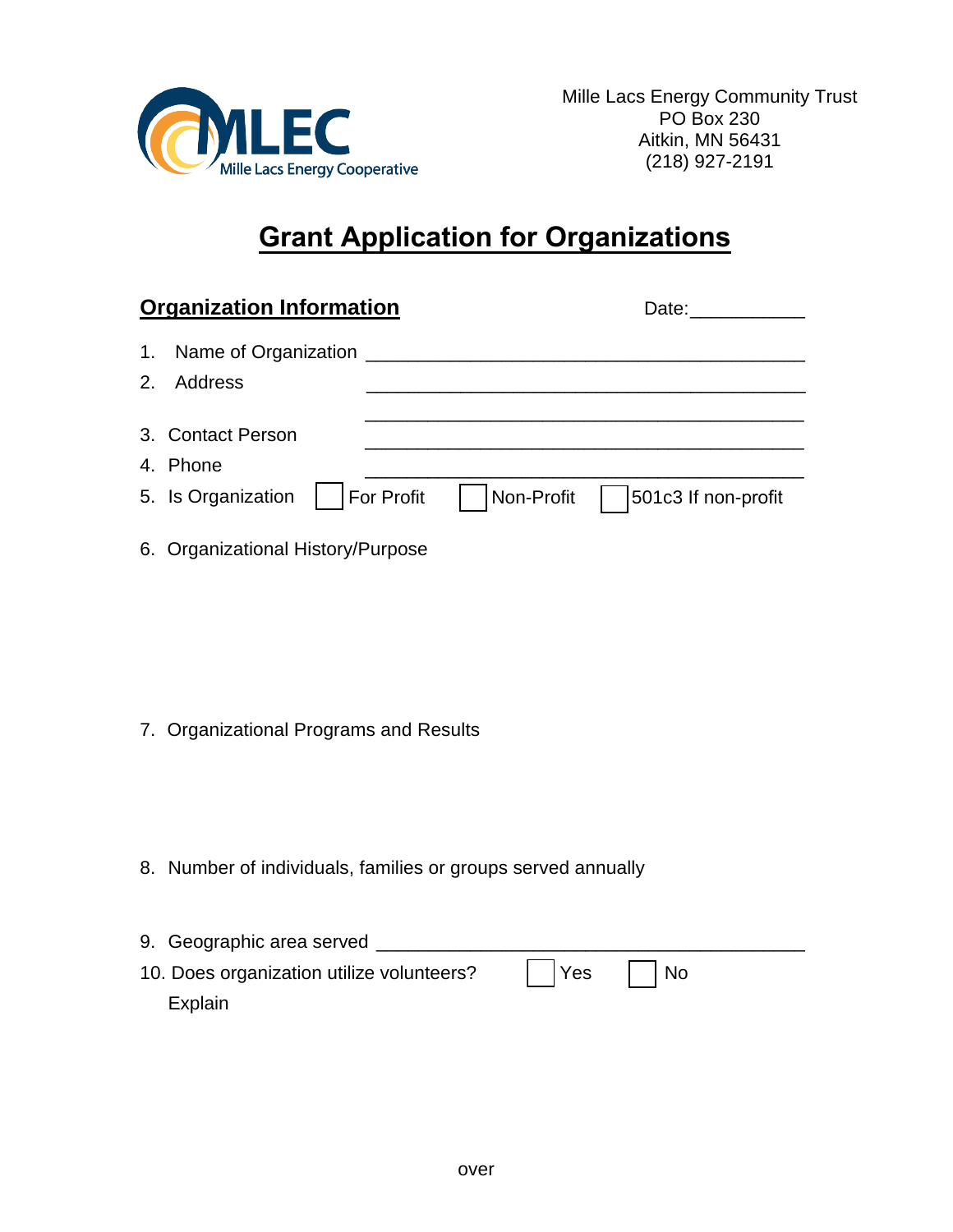MLEC
Mille Lacs Energy Cooperative

Mille Lacs Energy Community Trust
PO Box 230
Aitkin, MN 56431
(218) 927-2191

# Grant Application for Organizations

## Organization Information

Date:___________

1. Name of Organization ____________________________________________
2. Address ____________________________________________
   ____________________________________________
3. Contact Person ____________________________________________
4. Phone ____________________________________________
5. Is Organization ☐ For Profit ☐ Non-Profit ☐ 501c3 If non-profit
6. Organizational History/Purpose

7. Organizational Programs and Results

8. Number of individuals, families or groups served annually

9. Geographic area served ____________________________________________
10. Does organization utilize volunteers? ☐ Yes ☐ No
    Explain

over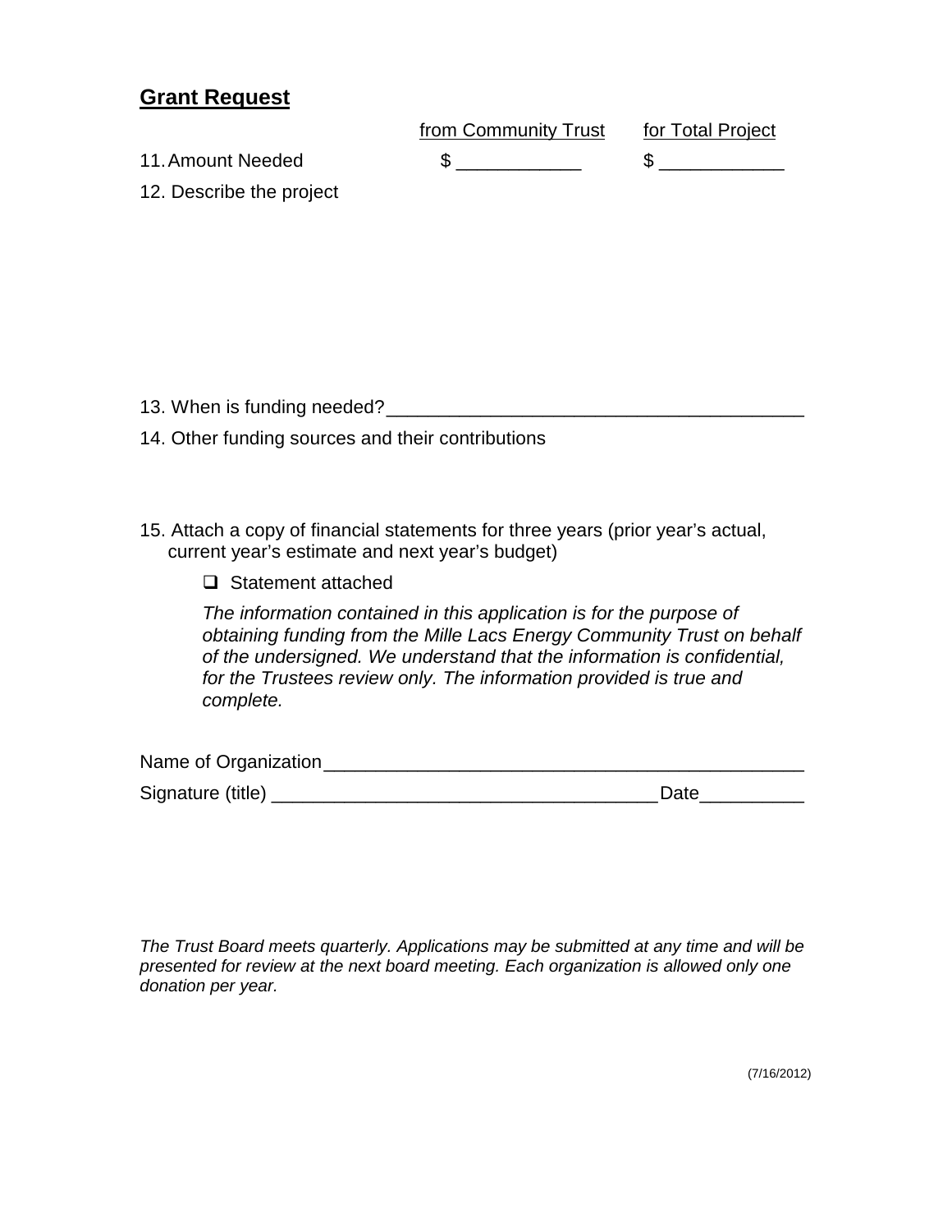## **Grant Request**

| | from Community Trust | for Total Project |
| --- | --- | --- |
| 11. Amount Needed | $ ____________ | $ ____________ |

12. Describe the project

13. When is funding needed?________________________________________

14. Other funding sources and their contributions

15. Attach a copy of financial statements for three years (prior year's actual, current year's estimate and next year's budget)

- ❑ Statement attached

*The information contained in this application is for the purpose of obtaining funding from the Mille Lacs Energy Community Trust on behalf of the undersigned. We understand that the information is confidential, for the Trustees review only. The information provided is true and complete.*

Name of Organization_______________________________________________

Signature (title) ____________________________________Date__________

*The Trust Board meets quarterly. Applications may be submitted at any time and will be presented for review at the next board meeting. Each organization is allowed only one donation per year.*

(7/16/2012)